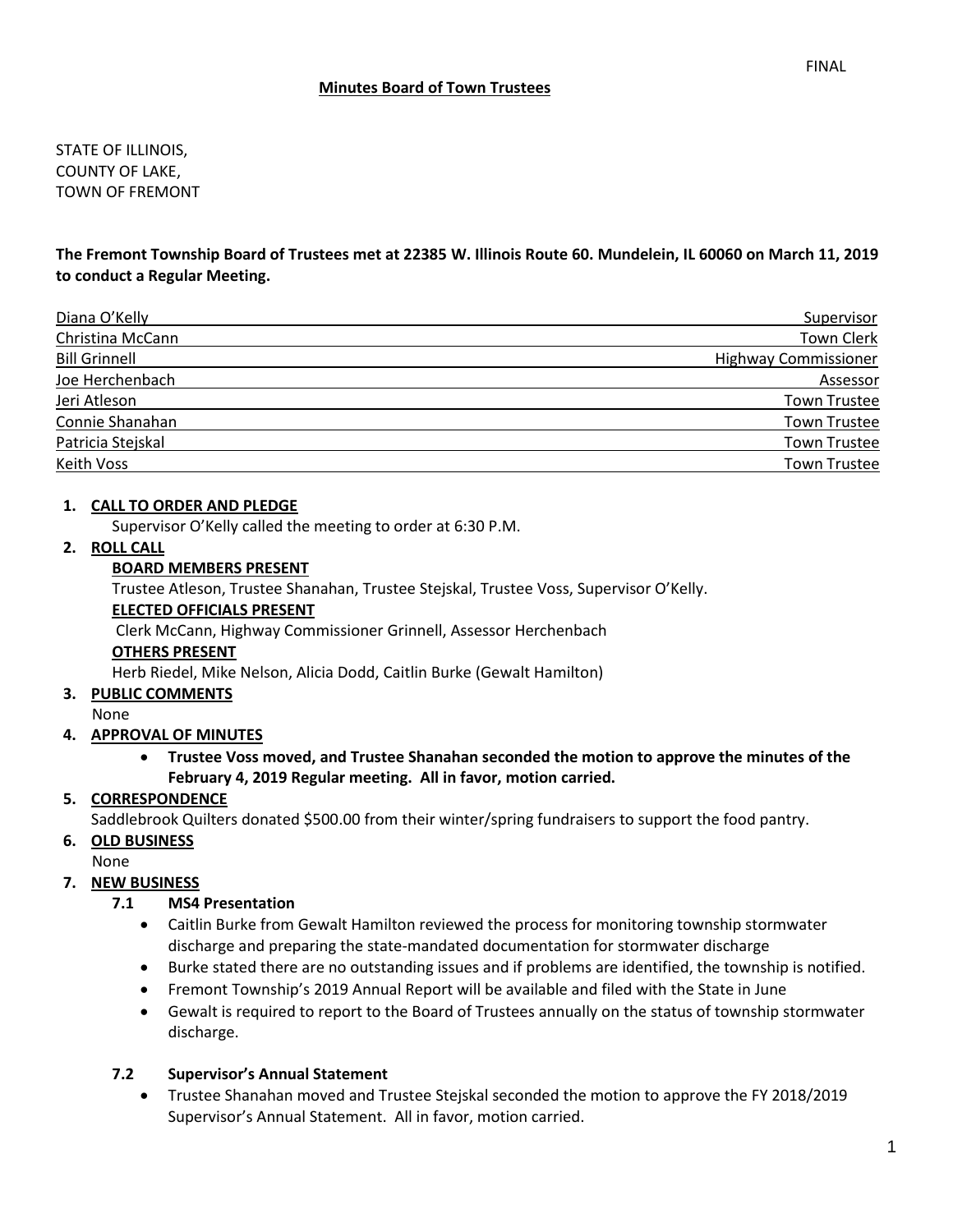FINAL

## Minutes Board of Town Trustees

STATE OF ILLINOIS,
COUNTY OF LAKE,
TOWN OF FREMONT

**The Fremont Township Board of Trustees met at 22385 W. Illinois Route 60. Mundelein, IL 60060 on March 11, 2019 to conduct a Regular Meeting.**

| | |
|---|---|
| Diana O'Kelly | Supervisor |
| Christina McCann | Town Clerk |
| Bill Grinnell | Highway Commissioner |
| Joe Herchenbach | Assessor |
| Jeri Atleson | Town Trustee |
| Connie Shanahan | Town Trustee |
| Patricia Stejskal | Town Trustee |
| Keith Voss | Town Trustee |

1. **CALL TO ORDER AND PLEDGE**
   Supervisor O'Kelly called the meeting to order at 6:30 P.M.
2. **ROLL CALL**
   **BOARD MEMBERS PRESENT**
   Trustee Atleson, Trustee Shanahan, Trustee Stejskal, Trustee Voss, Supervisor O'Kelly.
   **ELECTED OFFICIALS PRESENT**
   Clerk McCann, Highway Commissioner Grinnell, Assessor Herchenbach
   **OTHERS PRESENT**
   Herb Riedel, Mike Nelson, Alicia Dodd, Caitlin Burke (Gewalt Hamilton)
3. **PUBLIC COMMENTS**
   None
4. **APPROVAL OF MINUTES**
   - **Trustee Voss moved, and Trustee Shanahan seconded the motion to approve the minutes of the February 4, 2019 Regular meeting. All in favor, motion carried.**
5. **CORRESPONDENCE**
   Saddlebrook Quilters donated $500.00 from their winter/spring fundraisers to support the food pantry.
6. **OLD BUSINESS**
   None
7. **NEW BUSINESS**

   **7.1 MS4 Presentation**
   - Caitlin Burke from Gewalt Hamilton reviewed the process for monitoring township stormwater discharge and preparing the state-mandated documentation for stormwater discharge
   - Burke stated there are no outstanding issues and if problems are identified, the township is notified.
   - Fremont Township's 2019 Annual Report will be available and filed with the State in June
   - Gewalt is required to report to the Board of Trustees annually on the status of township stormwater discharge.

   **7.2 Supervisor's Annual Statement**
   - Trustee Shanahan moved and Trustee Stejskal seconded the motion to approve the FY 2018/2019 Supervisor's Annual Statement. All in favor, motion carried.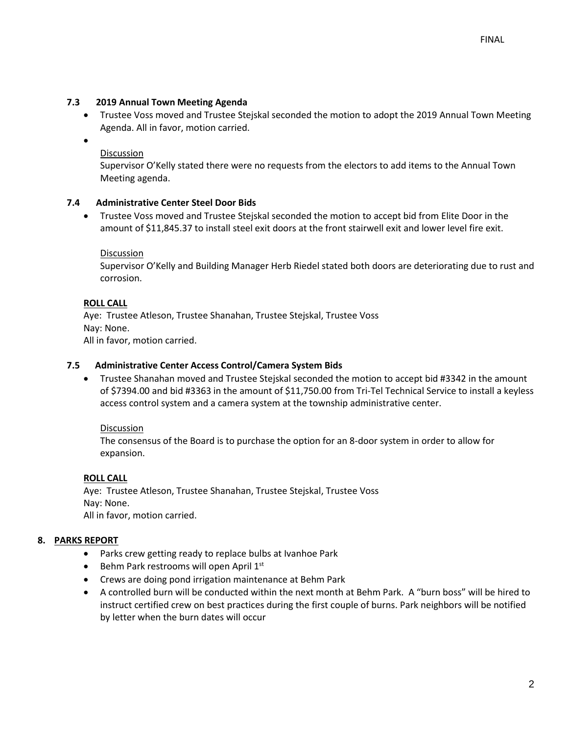### 7.3 2019 Annual Town Meeting Agenda

- Trustee Voss moved and Trustee Stejskal seconded the motion to adopt the 2019 Annual Town Meeting Agenda. All in favor, motion carried.
- 

  Discussion
  Supervisor O'Kelly stated there were no requests from the electors to add items to the Annual Town Meeting agenda.

### 7.4 Administrative Center Steel Door Bids

- Trustee Voss moved and Trustee Stejskal seconded the motion to accept bid from Elite Door in the amount of $11,845.37 to install steel exit doors at the front stairwell exit and lower level fire exit.

  Discussion
  Supervisor O'Kelly and Building Manager Herb Riedel stated both doors are deteriorating due to rust and corrosion.

**ROLL CALL**
Aye: Trustee Atleson, Trustee Shanahan, Trustee Stejskal, Trustee Voss
Nay: None.
All in favor, motion carried.

### 7.5 Administrative Center Access Control/Camera System Bids

- Trustee Shanahan moved and Trustee Stejskal seconded the motion to accept bid #3342 in the amount of $7394.00 and bid #3363 in the amount of $11,750.00 from Tri-Tel Technical Service to install a keyless access control system and a camera system at the township administrative center.

  Discussion
  The consensus of the Board is to purchase the option for an 8-door system in order to allow for expansion.

**ROLL CALL**
Aye: Trustee Atleson, Trustee Shanahan, Trustee Stejskal, Trustee Voss
Nay: None.
All in favor, motion carried.

## 8. PARKS REPORT

- Parks crew getting ready to replace bulbs at Ivanhoe Park
- Behm Park restrooms will open April 1st
- Crews are doing pond irrigation maintenance at Behm Park
- A controlled burn will be conducted within the next month at Behm Park. A "burn boss" will be hired to instruct certified crew on best practices during the first couple of burns. Park neighbors will be notified by letter when the burn dates will occur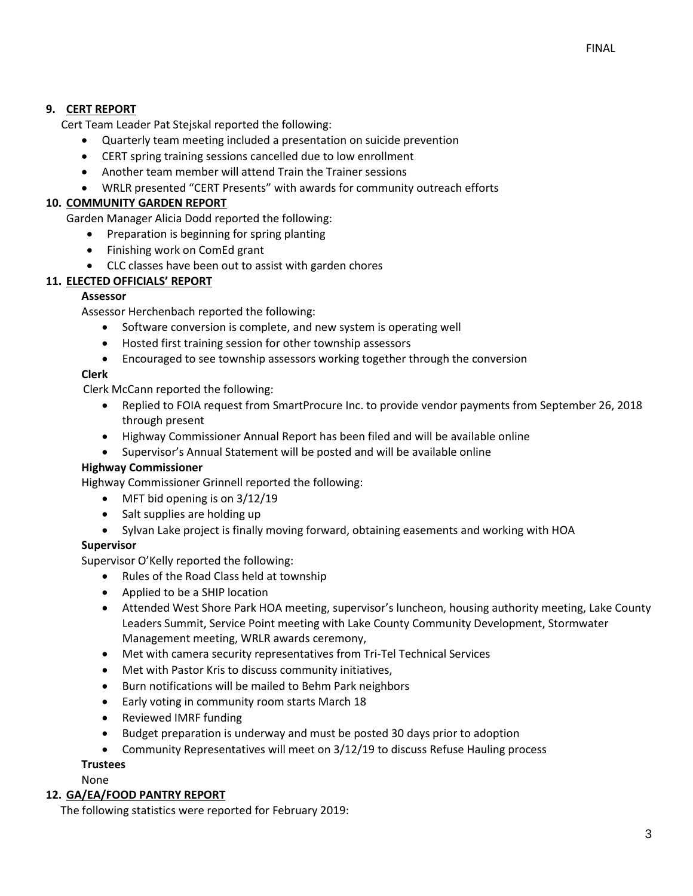## 9. CERT REPORT

Cert Team Leader Pat Stejskal reported the following:

- Quarterly team meeting included a presentation on suicide prevention
- CERT spring training sessions cancelled due to low enrollment
- Another team member will attend Train the Trainer sessions
- WRLR presented "CERT Presents" with awards for community outreach efforts

## 10. COMMUNITY GARDEN REPORT

Garden Manager Alicia Dodd reported the following:

- Preparation is beginning for spring planting
- Finishing work on ComEd grant
- CLC classes have been out to assist with garden chores

## 11. ELECTED OFFICIALS' REPORT

**Assessor**

Assessor Herchenbach reported the following:

- Software conversion is complete, and new system is operating well
- Hosted first training session for other township assessors
- Encouraged to see township assessors working together through the conversion

**Clerk**

Clerk McCann reported the following:

- Replied to FOIA request from SmartProcure Inc. to provide vendor payments from September 26, 2018 through present
- Highway Commissioner Annual Report has been filed and will be available online
- Supervisor's Annual Statement will be posted and will be available online

**Highway Commissioner**

Highway Commissioner Grinnell reported the following:

- MFT bid opening is on 3/12/19
- Salt supplies are holding up
- Sylvan Lake project is finally moving forward, obtaining easements and working with HOA

**Supervisor**

Supervisor O'Kelly reported the following:

- Rules of the Road Class held at township
- Applied to be a SHIP location
- Attended West Shore Park HOA meeting, supervisor's luncheon, housing authority meeting, Lake County Leaders Summit, Service Point meeting with Lake County Community Development, Stormwater Management meeting, WRLR awards ceremony,
- Met with camera security representatives from Tri-Tel Technical Services
- Met with Pastor Kris to discuss community initiatives,
- Burn notifications will be mailed to Behm Park neighbors
- Early voting in community room starts March 18
- Reviewed IMRF funding
- Budget preparation is underway and must be posted 30 days prior to adoption
- Community Representatives will meet on 3/12/19 to discuss Refuse Hauling process

**Trustees**

None

## 12. GA/EA/FOOD PANTRY REPORT

The following statistics were reported for February 2019: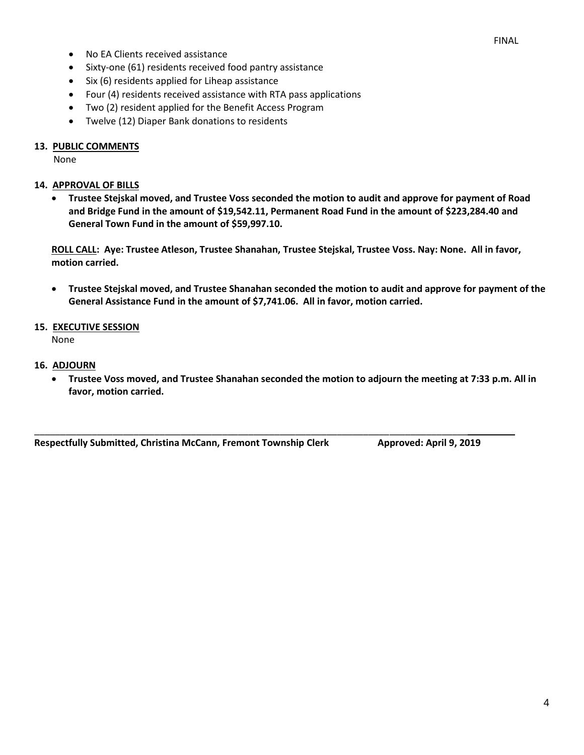- No EA Clients received assistance
- Sixty-one (61) residents received food pantry assistance
- Six (6) residents applied for Liheap assistance
- Four (4) residents received assistance with RTA pass applications
- Two (2) resident applied for the Benefit Access Program
- Twelve (12) Diaper Bank donations to residents

**13. PUBLIC COMMENTS**

None

**14. APPROVAL OF BILLS**

- **Trustee Stejskal moved, and Trustee Voss seconded the motion to audit and approve for payment of Road and Bridge Fund in the amount of $19,542.11, Permanent Road Fund in the amount of $223,284.40 and General Town Fund in the amount of $59,997.10.**

**ROLL CALL: Aye: Trustee Atleson, Trustee Shanahan, Trustee Stejskal, Trustee Voss. Nay: None. All in favor, motion carried.**

- **Trustee Stejskal moved, and Trustee Shanahan seconded the motion to audit and approve for payment of the General Assistance Fund in the amount of $7,741.06. All in favor, motion carried.**

**15. EXECUTIVE SESSION**

None

**16. ADJOURN**

- **Trustee Voss moved, and Trustee Shanahan seconded the motion to adjourn the meeting at 7:33 p.m. All in favor, motion carried.**

---

**Respectfully Submitted, Christina McCann, Fremont Township Clerk** **Approved: April 9, 2019**